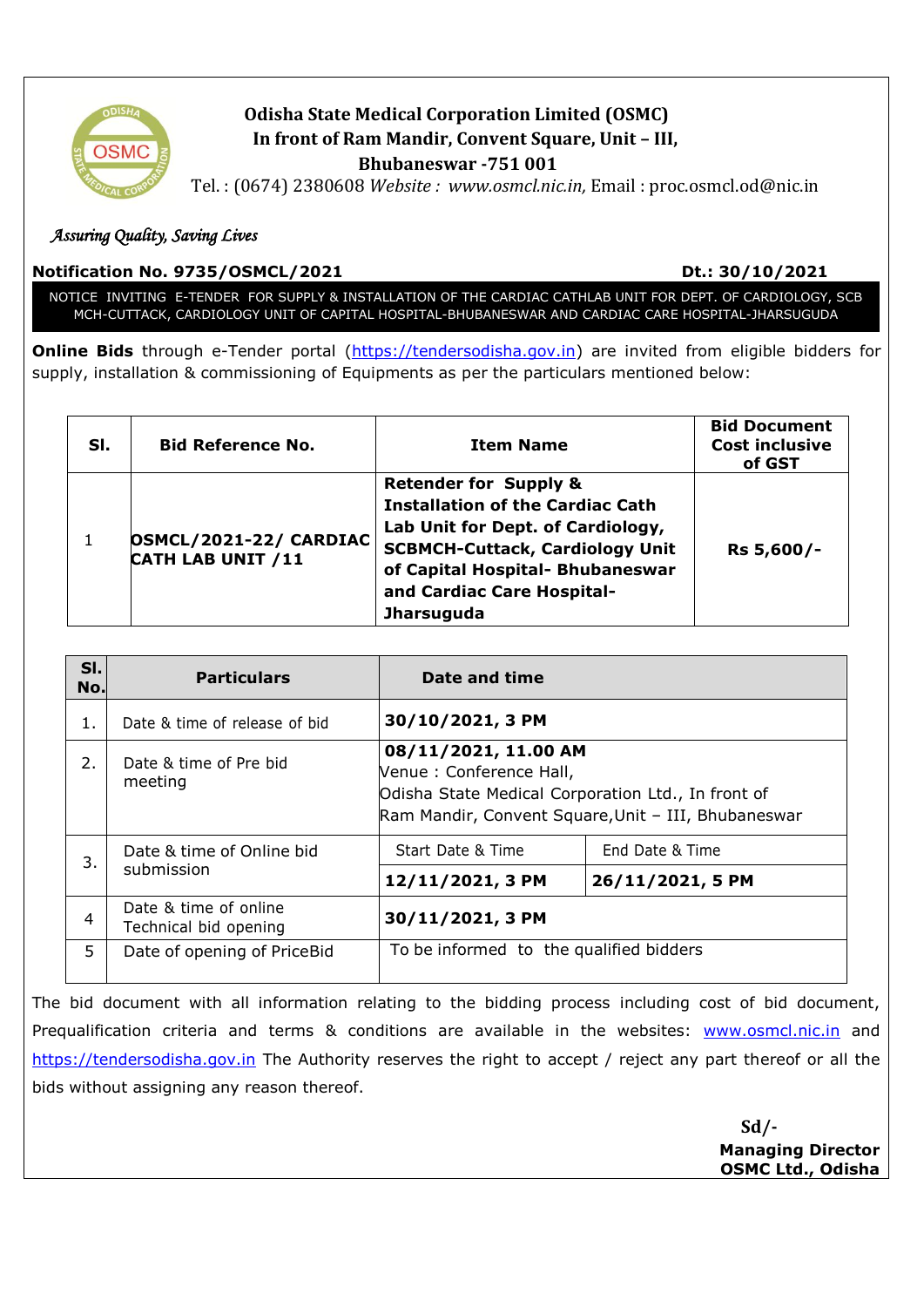# Odisha State Medical Corporation Limited (OSMC)

**In front of Ram Mandir, Convent Square, Unit – III, Bhubaneswar -751 001**

Tel. : (0674) 2380608 *Website : www.osmcl.nic.in,* Email : proc.osmcl.od@nic.in

*Assuring Quality, Saving Lives*

**Notification No. 9735/OSMCL/2021** **Dt.: 30/10/2021**

NOTICE INVITING E-TENDER FOR SUPPLY & INSTALLATION OF THE CARDIAC CATHLAB UNIT FOR DEPT. OF CARDIOLOGY, SCB MCH-CUTTACK, CARDIOLOGY UNIT OF CAPITAL HOSPITAL-BHUBANESWAR AND CARDIAC CARE HOSPITAL-JHARSUGUDA

**Online Bids** through e-Tender portal (https://tendersodisha.gov.in) are invited from eligible bidders for supply, installation & commissioning of Equipments as per the particulars mentioned below:

| Sl. | Bid Reference No. | Item Name | Bid Document Cost inclusive of GST |
|---|---|---|---|
| 1 | **OSMCL/2021-22/ CARDIAC CATH LAB UNIT /11** | **Retender for Supply & Installation of the Cardiac Cath Lab Unit for Dept. of Cardiology, SCBMCH-Cuttack, Cardiology Unit of Capital Hospital- Bhubaneswar and Cardiac Care Hospital- Jharsuguda** | **Rs 5,600/-** |

| Sl. No. | Particulars | Date and time | |
|---|---|---|---|
| 1. | Date & time of release of bid | **30/10/2021, 3 PM** | |
| 2. | Date & time of Pre bid meeting | **08/11/2021, 11.00 AM** Venue : Conference Hall, Odisha State Medical Corporation Ltd., In front of Ram Mandir, Convent Square, Unit – III, Bhubaneswar | |
| 3. | Date & time of Online bid submission | Start Date & Time | End Date & Time |
| | | **12/11/2021, 3 PM** | **26/11/2021, 5 PM** |
| 4 | Date & time of online Technical bid opening | **30/11/2021, 3 PM** | |
| 5 | Date of opening of PriceBid | To be informed to the qualified bidders | |

The bid document with all information relating to the bidding process including cost of bid document, Prequalification criteria and terms & conditions are available in the websites: www.osmcl.nic.in and https://tendersodisha.gov.in The Authority reserves the right to accept / reject any part thereof or all the bids without assigning any reason thereof.

**Sd/-**

**Managing Director**

**OSMC Ltd., Odisha**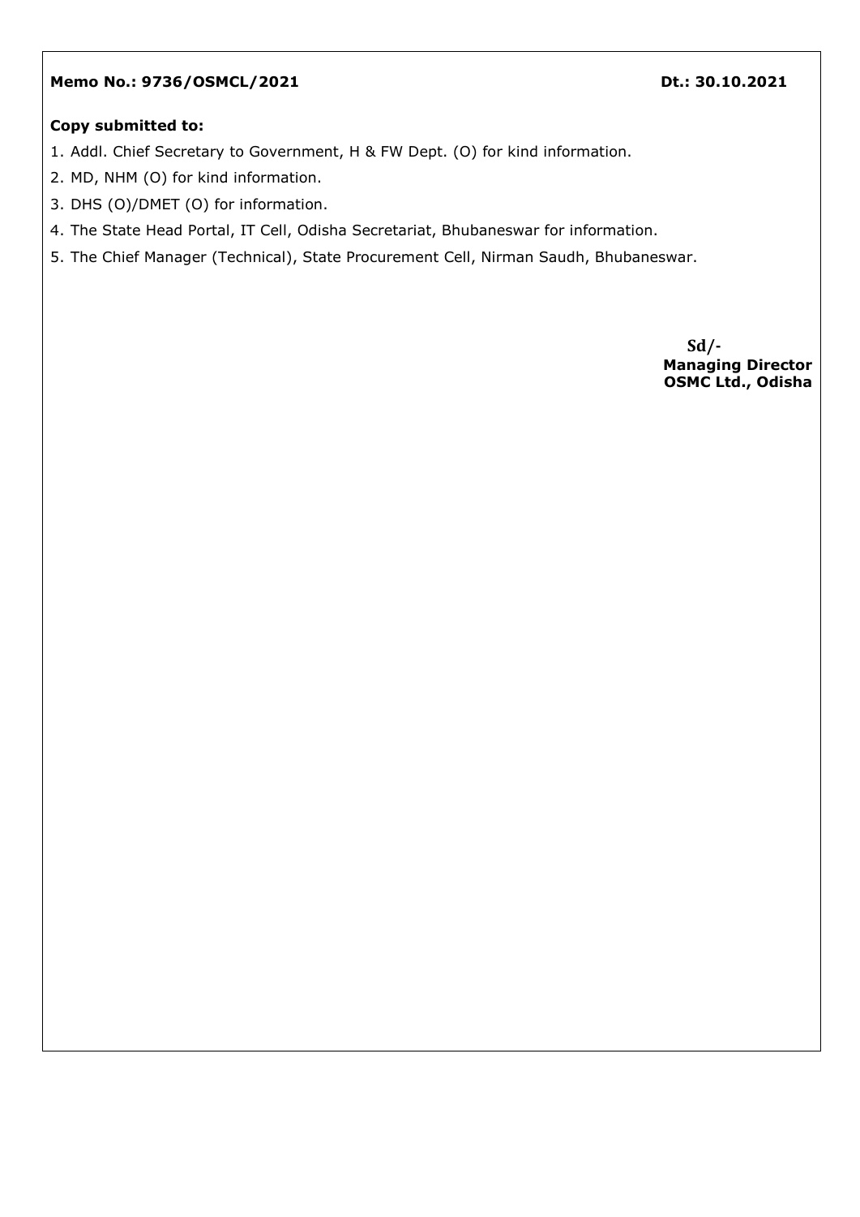**Memo No.: 9736/OSMCL/2021** **Dt.: 30.10.2021**

**Copy submitted to:**

1. Addl. Chief Secretary to Government, H & FW Dept. (O) for kind information.
2. MD, NHM (O) for kind information.
3. DHS (O)/DMET (O) for information.
4. The State Head Portal, IT Cell, Odisha Secretariat, Bhubaneswar for information.
5. The Chief Manager (Technical), State Procurement Cell, Nirman Saudh, Bhubaneswar.

**Sd/-**
**Managing Director**
**OSMC Ltd., Odisha**